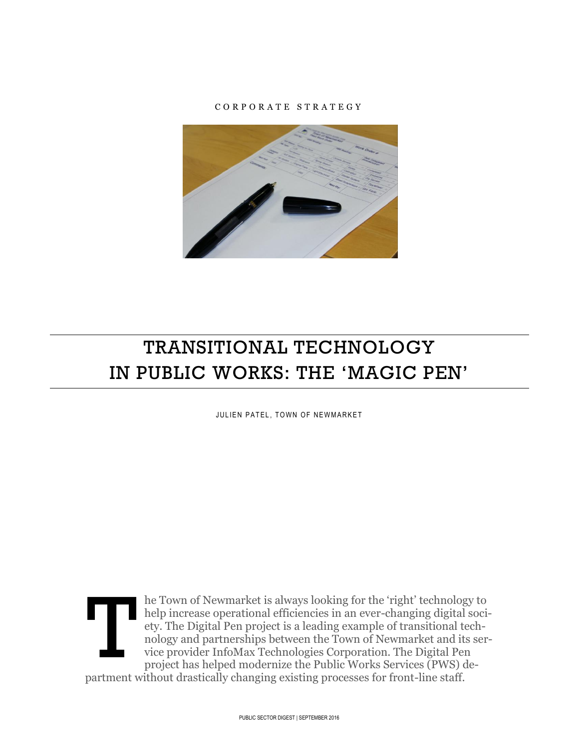CORPORATE STRATEGY

# TRANSITIONAL TECHNOLOGY IN PUBLIC WORKS: THE 'MAGIC PEN'

JULIEN PATEL, TOWN OF NEWMARKET

The Town of Newmarket is always looking for the 'right' technology to help increase operational efficiencies in an ever-changing digital society. The Digital Pen project is a leading example of transitional technology and partnerships between the Town of Newmarket and its service provider InfoMax Technologies Corporation. The Digital Pen project has helped modernize the Public Works Services (PWS) department without drastically changing existing processes for front-line staff.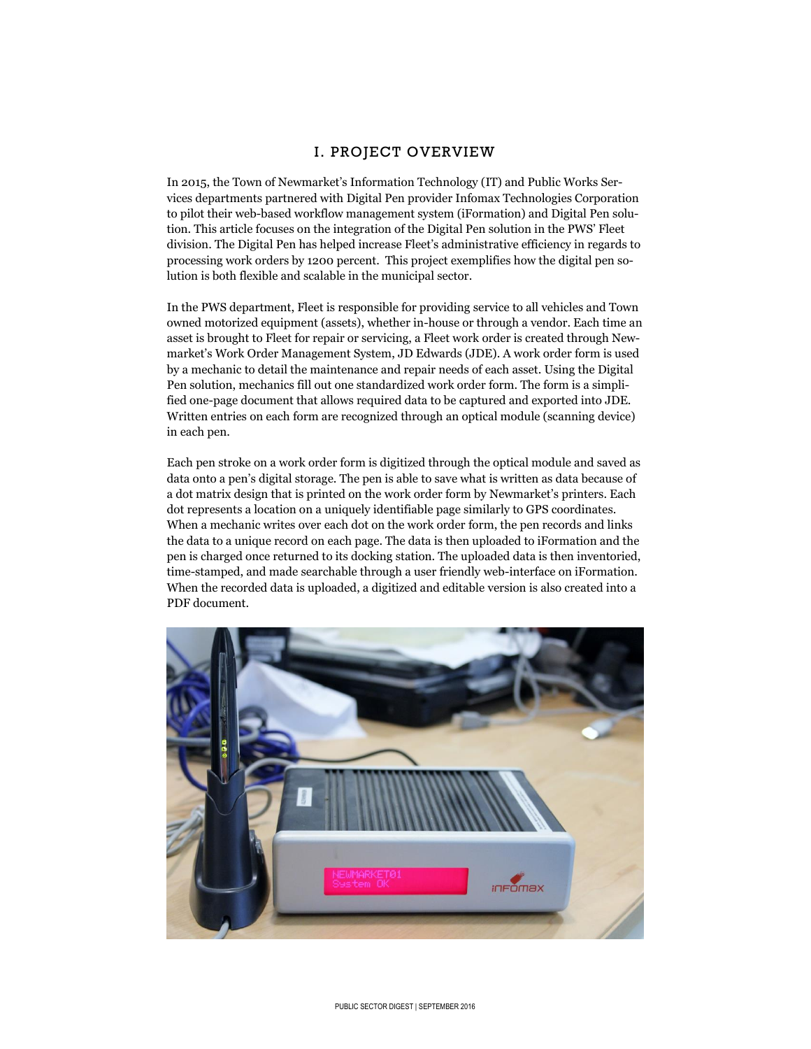## I. PROJECT OVERVIEW

In 2015, the Town of Newmarket's Information Technology (IT) and Public Works Services departments partnered with Digital Pen provider Infomax Technologies Corporation to pilot their web-based workflow management system (iFormation) and Digital Pen solution. This article focuses on the integration of the Digital Pen solution in the PWS' Fleet division. The Digital Pen has helped increase Fleet's administrative efficiency in regards to processing work orders by 1200 percent. This project exemplifies how the digital pen solution is both flexible and scalable in the municipal sector.

In the PWS department, Fleet is responsible for providing service to all vehicles and Town owned motorized equipment (assets), whether in-house or through a vendor. Each time an asset is brought to Fleet for repair or servicing, a Fleet work order is created through Newmarket's Work Order Management System, JD Edwards (JDE). A work order form is used by a mechanic to detail the maintenance and repair needs of each asset. Using the Digital Pen solution, mechanics fill out one standardized work order form. The form is a simplified one-page document that allows required data to be captured and exported into JDE. Written entries on each form are recognized through an optical module (scanning device) in each pen.

Each pen stroke on a work order form is digitized through the optical module and saved as data onto a pen's digital storage. The pen is able to save what is written as data because of a dot matrix design that is printed on the work order form by Newmarket's printers. Each dot represents a location on a uniquely identifiable page similarly to GPS coordinates. When a mechanic writes over each dot on the work order form, the pen records and links the data to a unique record on each page. The data is then uploaded to iFormation and the pen is charged once returned to its docking station. The uploaded data is then inventoried, time-stamped, and made searchable through a user friendly web-interface on iFormation. When the recorded data is uploaded, a digitized and editable version is also created into a PDF document.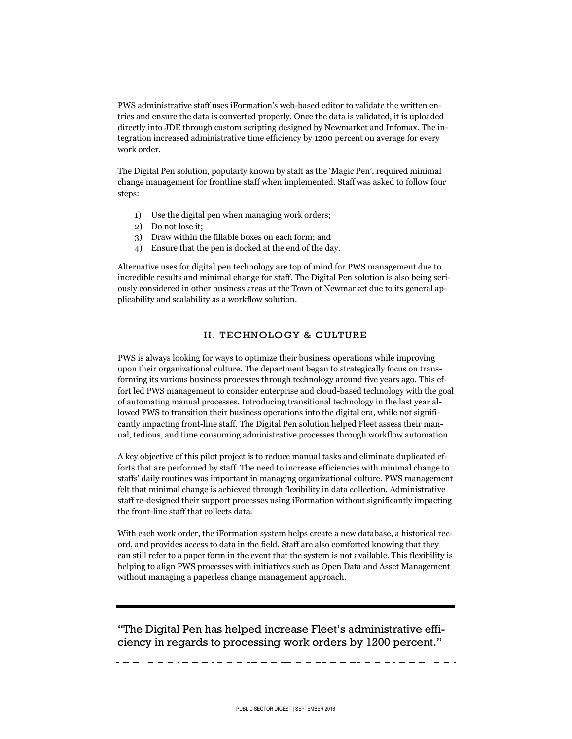PWS administrative staff uses iFormation's web-based editor to validate the written entries and ensure the data is converted properly. Once the data is validated, it is uploaded directly into JDE through custom scripting designed by Newmarket and Infomax. The integration increased administrative time efficiency by 1200 percent on average for every work order.

The Digital Pen solution, popularly known by staff as the 'Magic Pen', required minimal change management for frontline staff when implemented. Staff was asked to follow four steps:

1) Use the digital pen when managing work orders;
2) Do not lose it;
3) Draw within the fillable boxes on each form; and
4) Ensure that the pen is docked at the end of the day.

Alternative uses for digital pen technology are top of mind for PWS management due to incredible results and minimal change for staff. The Digital Pen solution is also being seriously considered in other business areas at the Town of Newmarket due to its general applicability and scalability as a workflow solution.

## II. TECHNOLOGY & CULTURE

PWS is always looking for ways to optimize their business operations while improving upon their organizational culture. The department began to strategically focus on transforming its various business processes through technology around five years ago. This effort led PWS management to consider enterprise and cloud-based technology with the goal of automating manual processes. Introducing transitional technology in the last year allowed PWS to transition their business operations into the digital era, while not significantly impacting front-line staff. The Digital Pen solution helped Fleet assess their manual, tedious, and time consuming administrative processes through workflow automation.

A key objective of this pilot project is to reduce manual tasks and eliminate duplicated efforts that are performed by staff. The need to increase efficiencies with minimal change to staffs' daily routines was important in managing organizational culture. PWS management felt that minimal change is achieved through flexibility in data collection. Administrative staff re-designed their support processes using iFormation without significantly impacting the front-line staff that collects data.

With each work order, the iFormation system helps create a new database, a historical record, and provides access to data in the field. Staff are also comforted knowing that they can still refer to a paper form in the event that the system is not available. This flexibility is helping to align PWS processes with initiatives such as Open Data and Asset Management without managing a paperless change management approach.

"The Digital Pen has helped increase Fleet's administrative efficiency in regards to processing work orders by 1200 percent."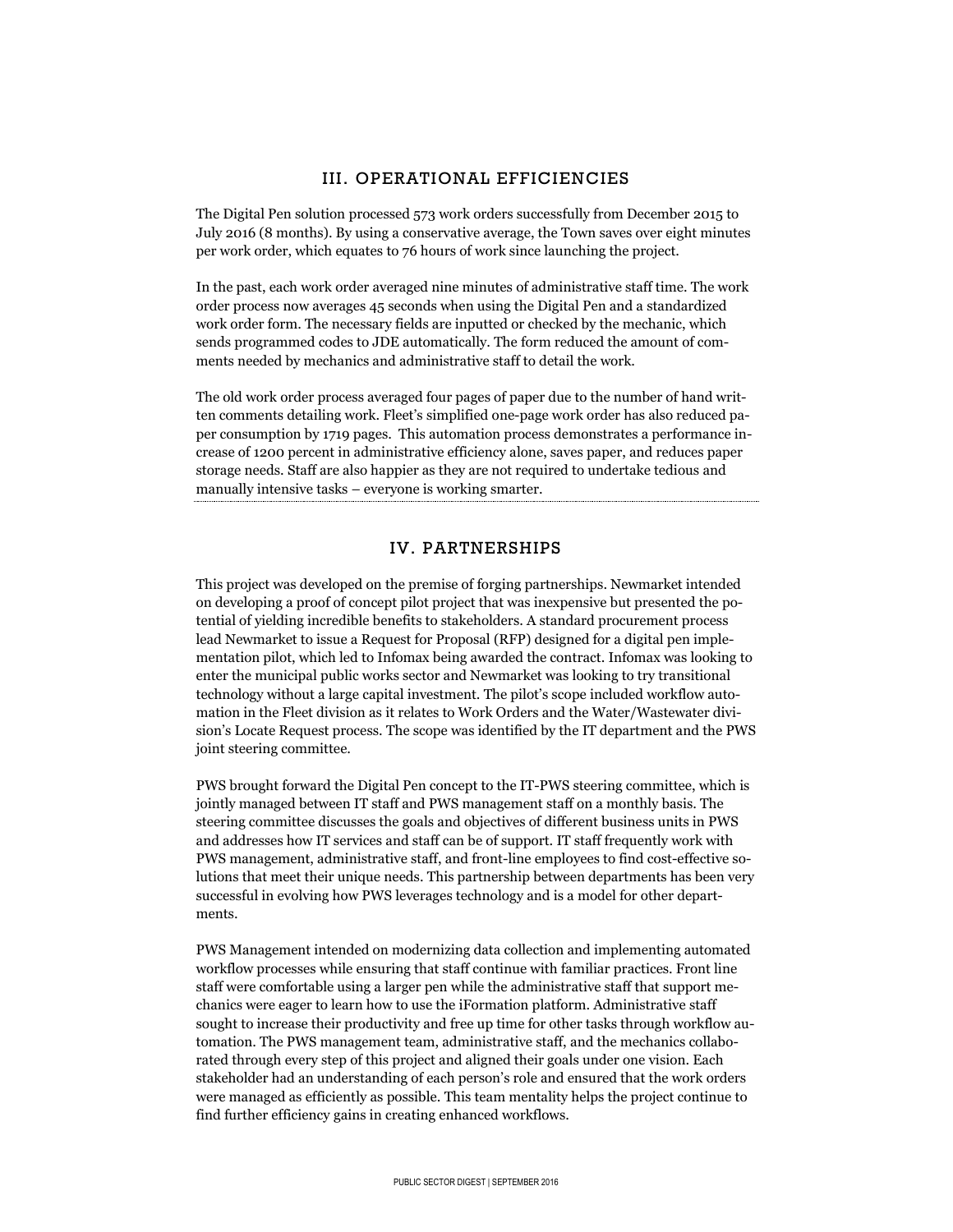## III. OPERATIONAL EFFICIENCIES

The Digital Pen solution processed 573 work orders successfully from December 2015 to July 2016 (8 months). By using a conservative average, the Town saves over eight minutes per work order, which equates to 76 hours of work since launching the project.

In the past, each work order averaged nine minutes of administrative staff time. The work order process now averages 45 seconds when using the Digital Pen and a standardized work order form. The necessary fields are inputted or checked by the mechanic, which sends programmed codes to JDE automatically. The form reduced the amount of comments needed by mechanics and administrative staff to detail the work.

The old work order process averaged four pages of paper due to the number of hand written comments detailing work. Fleet's simplified one-page work order has also reduced paper consumption by 1719 pages. This automation process demonstrates a performance increase of 1200 percent in administrative efficiency alone, saves paper, and reduces paper storage needs. Staff are also happier as they are not required to undertake tedious and manually intensive tasks – everyone is working smarter.

## IV. PARTNERSHIPS

This project was developed on the premise of forging partnerships. Newmarket intended on developing a proof of concept pilot project that was inexpensive but presented the potential of yielding incredible benefits to stakeholders. A standard procurement process lead Newmarket to issue a Request for Proposal (RFP) designed for a digital pen implementation pilot, which led to Infomax being awarded the contract. Infomax was looking to enter the municipal public works sector and Newmarket was looking to try transitional technology without a large capital investment. The pilot's scope included workflow automation in the Fleet division as it relates to Work Orders and the Water/Wastewater division's Locate Request process. The scope was identified by the IT department and the PWS joint steering committee.

PWS brought forward the Digital Pen concept to the IT-PWS steering committee, which is jointly managed between IT staff and PWS management staff on a monthly basis. The steering committee discusses the goals and objectives of different business units in PWS and addresses how IT services and staff can be of support. IT staff frequently work with PWS management, administrative staff, and front-line employees to find cost-effective solutions that meet their unique needs. This partnership between departments has been very successful in evolving how PWS leverages technology and is a model for other departments.

PWS Management intended on modernizing data collection and implementing automated workflow processes while ensuring that staff continue with familiar practices. Front line staff were comfortable using a larger pen while the administrative staff that support mechanics were eager to learn how to use the iFormation platform. Administrative staff sought to increase their productivity and free up time for other tasks through workflow automation. The PWS management team, administrative staff, and the mechanics collaborated through every step of this project and aligned their goals under one vision. Each stakeholder had an understanding of each person's role and ensured that the work orders were managed as efficiently as possible. This team mentality helps the project continue to find further efficiency gains in creating enhanced workflows.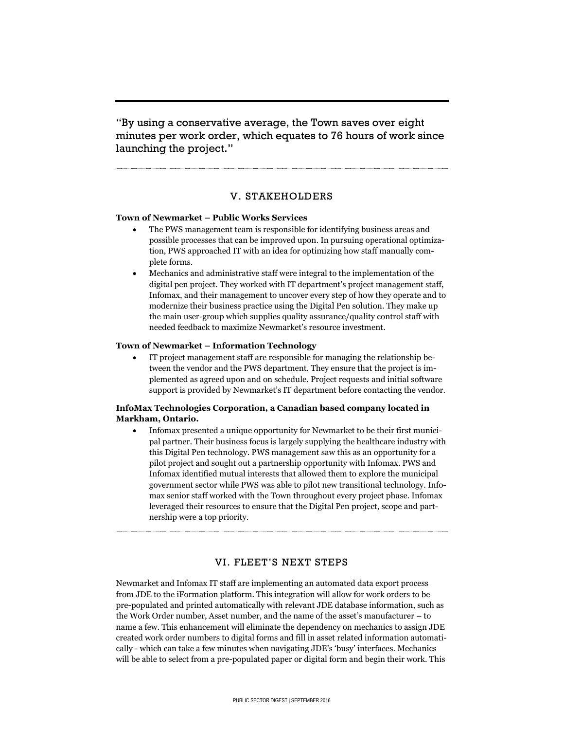"By using a conservative average, the Town saves over eight minutes per work order, which equates to 76 hours of work since launching the project."

## V. STAKEHOLDERS

**Town of Newmarket – Public Works Services**

- The PWS management team is responsible for identifying business areas and possible processes that can be improved upon. In pursuing operational optimization, PWS approached IT with an idea for optimizing how staff manually complete forms.
- Mechanics and administrative staff were integral to the implementation of the digital pen project. They worked with IT department's project management staff, Infomax, and their management to uncover every step of how they operate and to modernize their business practice using the Digital Pen solution. They make up the main user-group which supplies quality assurance/quality control staff with needed feedback to maximize Newmarket's resource investment.

**Town of Newmarket – Information Technology**

- IT project management staff are responsible for managing the relationship between the vendor and the PWS department. They ensure that the project is implemented as agreed upon and on schedule. Project requests and initial software support is provided by Newmarket's IT department before contacting the vendor.

**InfoMax Technologies Corporation, a Canadian based company located in Markham, Ontario.**

- Infomax presented a unique opportunity for Newmarket to be their first municipal partner. Their business focus is largely supplying the healthcare industry with this Digital Pen technology. PWS management saw this as an opportunity for a pilot project and sought out a partnership opportunity with Infomax. PWS and Infomax identified mutual interests that allowed them to explore the municipal government sector while PWS was able to pilot new transitional technology. Infomax senior staff worked with the Town throughout every project phase. Infomax leveraged their resources to ensure that the Digital Pen project, scope and partnership were a top priority.

## VI. FLEET'S NEXT STEPS

Newmarket and Infomax IT staff are implementing an automated data export process from JDE to the iFormation platform. This integration will allow for work orders to be pre-populated and printed automatically with relevant JDE database information, such as the Work Order number, Asset number, and the name of the asset's manufacturer – to name a few. This enhancement will eliminate the dependency on mechanics to assign JDE created work order numbers to digital forms and fill in asset related information automatically - which can take a few minutes when navigating JDE's 'busy' interfaces. Mechanics will be able to select from a pre-populated paper or digital form and begin their work. This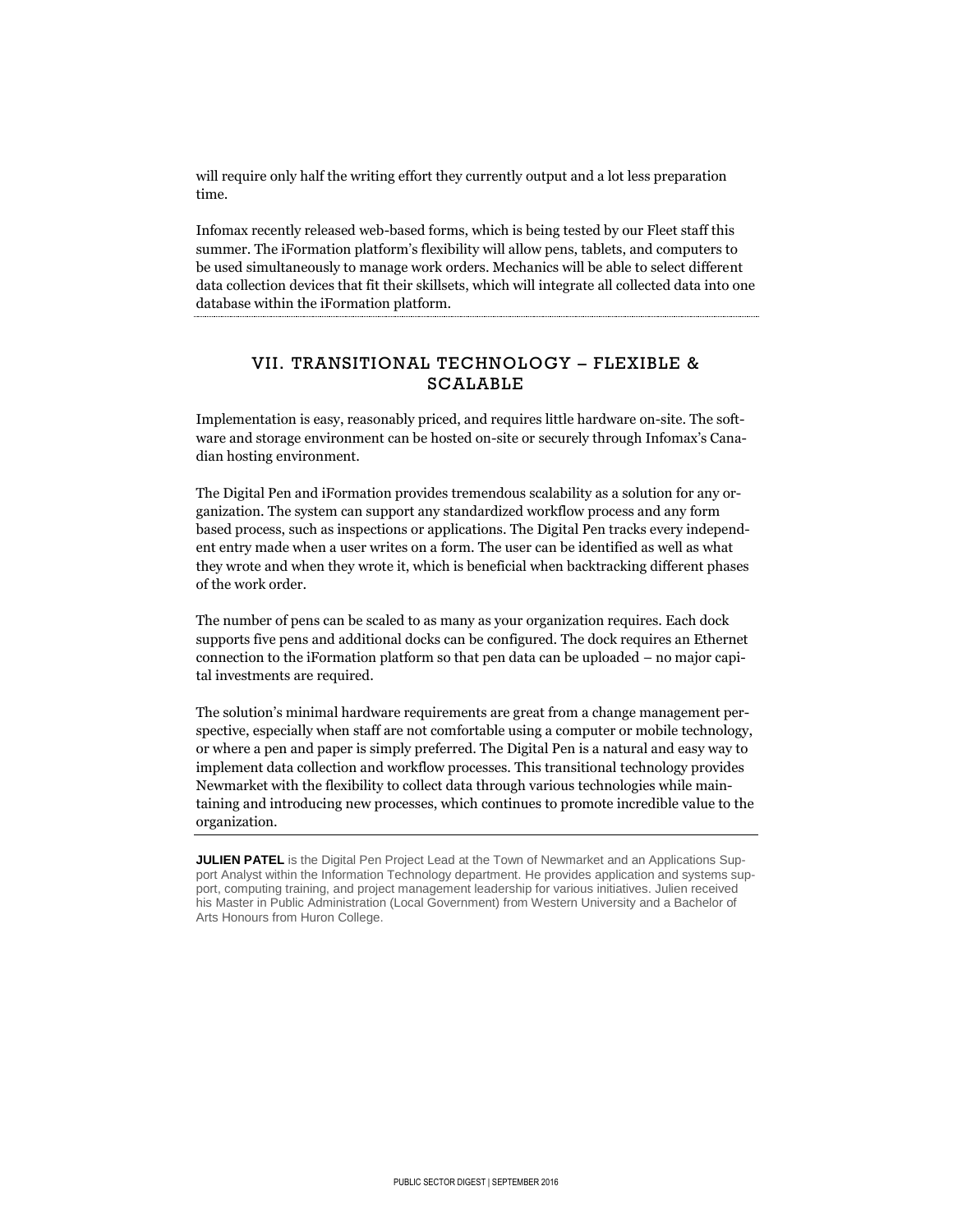will require only half the writing effort they currently output and a lot less preparation time.

Infomax recently released web-based forms, which is being tested by our Fleet staff this summer. The iFormation platform's flexibility will allow pens, tablets, and computers to be used simultaneously to manage work orders. Mechanics will be able to select different data collection devices that fit their skillsets, which will integrate all collected data into one database within the iFormation platform.

## VII. TRANSITIONAL TECHNOLOGY – FLEXIBLE & SCALABLE

Implementation is easy, reasonably priced, and requires little hardware on-site. The software and storage environment can be hosted on-site or securely through Infomax's Canadian hosting environment.

The Digital Pen and iFormation provides tremendous scalability as a solution for any organization. The system can support any standardized workflow process and any form based process, such as inspections or applications. The Digital Pen tracks every independent entry made when a user writes on a form. The user can be identified as well as what they wrote and when they wrote it, which is beneficial when backtracking different phases of the work order.

The number of pens can be scaled to as many as your organization requires. Each dock supports five pens and additional docks can be configured. The dock requires an Ethernet connection to the iFormation platform so that pen data can be uploaded – no major capital investments are required.

The solution's minimal hardware requirements are great from a change management perspective, especially when staff are not comfortable using a computer or mobile technology, or where a pen and paper is simply preferred. The Digital Pen is a natural and easy way to implement data collection and workflow processes. This transitional technology provides Newmarket with the flexibility to collect data through various technologies while maintaining and introducing new processes, which continues to promote incredible value to the organization.

**JULIEN PATEL** is the Digital Pen Project Lead at the Town of Newmarket and an Applications Support Analyst within the Information Technology department. He provides application and systems support, computing training, and project management leadership for various initiatives. Julien received his Master in Public Administration (Local Government) from Western University and a Bachelor of Arts Honours from Huron College.